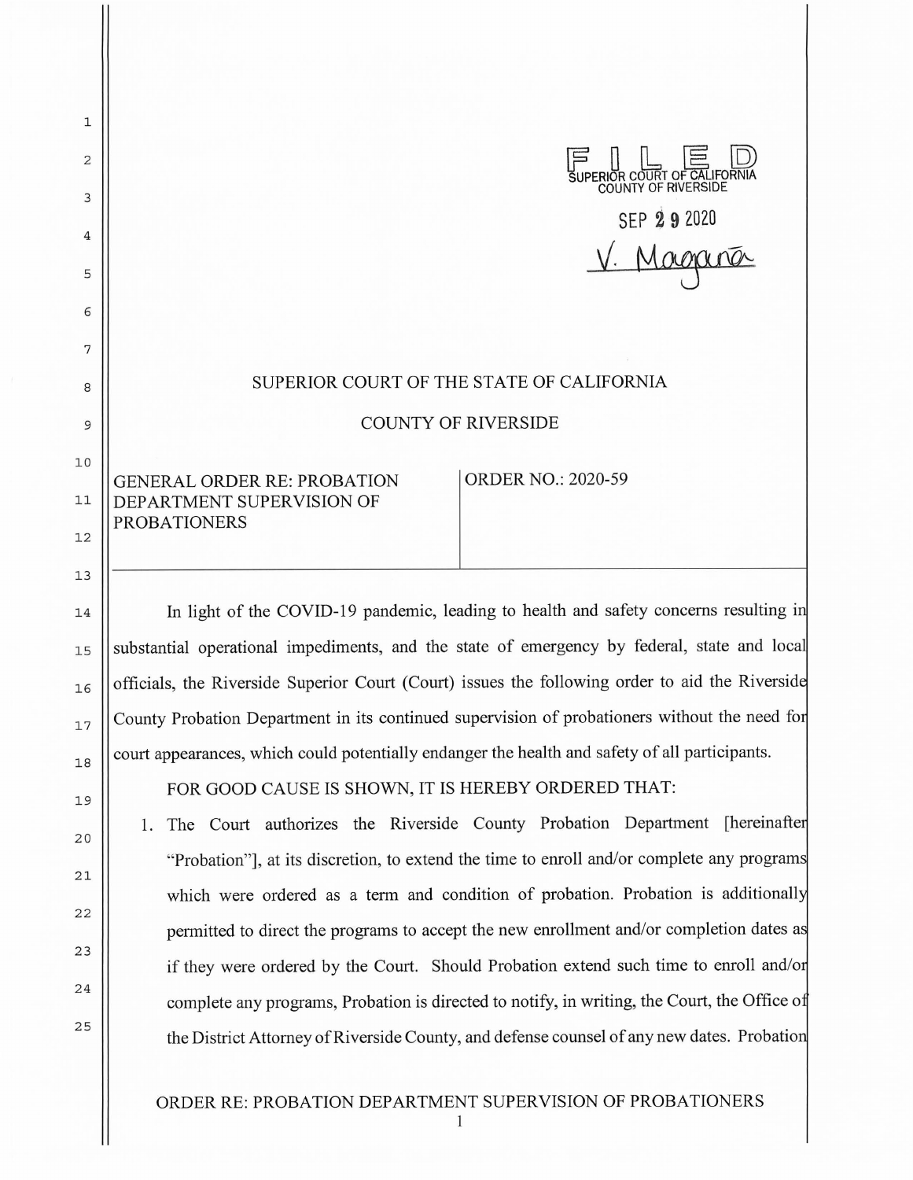FILED
SUPERIOR COURT OF CALIFORNIA
COUNTY OF RIVERSIDE

SEP 29 2020

V. Magaña

# SUPERIOR COURT OF THE STATE OF CALIFORNIA

# COUNTY OF RIVERSIDE

| GENERAL ORDER RE: PROBATION DEPARTMENT SUPERVISION OF PROBATIONERS | ORDER NO.: 2020-59 |
|---|---|

In light of the COVID-19 pandemic, leading to health and safety concerns resulting in substantial operational impediments, and the state of emergency by federal, state and local officials, the Riverside Superior Court (Court) issues the following order to aid the Riverside County Probation Department in its continued supervision of probationers without the need for court appearances, which could potentially endanger the health and safety of all participants.

FOR GOOD CAUSE IS SHOWN, IT IS HEREBY ORDERED THAT:

1. The Court authorizes the Riverside County Probation Department [hereinafter "Probation"], at its discretion, to extend the time to enroll and/or complete any programs which were ordered as a term and condition of probation. Probation is additionally permitted to direct the programs to accept the new enrollment and/or completion dates as if they were ordered by the Court. Should Probation extend such time to enroll and/or complete any programs, Probation is directed to notify, in writing, the Court, the Office of the District Attorney of Riverside County, and defense counsel of any new dates. Probation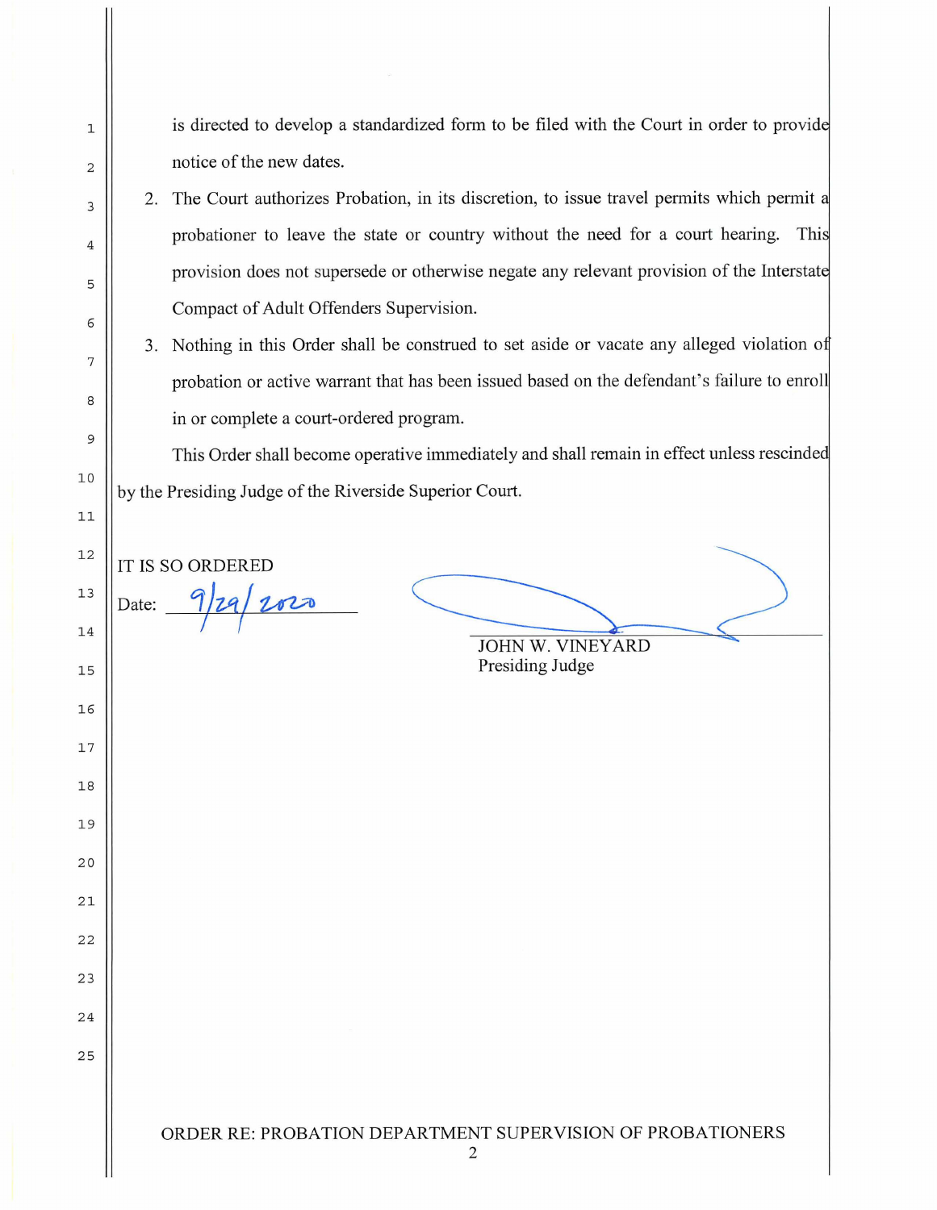is directed to develop a standardized form to be filed with the Court in order to provide notice of the new dates.

2. The Court authorizes Probation, in its discretion, to issue travel permits which permit a probationer to leave the state or country without the need for a court hearing. This provision does not supersede or otherwise negate any relevant provision of the Interstate Compact of Adult Offenders Supervision.
3. Nothing in this Order shall be construed to set aside or vacate any alleged violation of probation or active warrant that has been issued based on the defendant's failure to enroll in or complete a court-ordered program.

This Order shall become operative immediately and shall remain in effect unless rescinded by the Presiding Judge of the Riverside Superior Court.

IT IS SO ORDERED

Date: 9/29/2020

JOHN W. VINEYARD
Presiding Judge

ORDER RE: PROBATION DEPARTMENT SUPERVISION OF PROBATIONERS